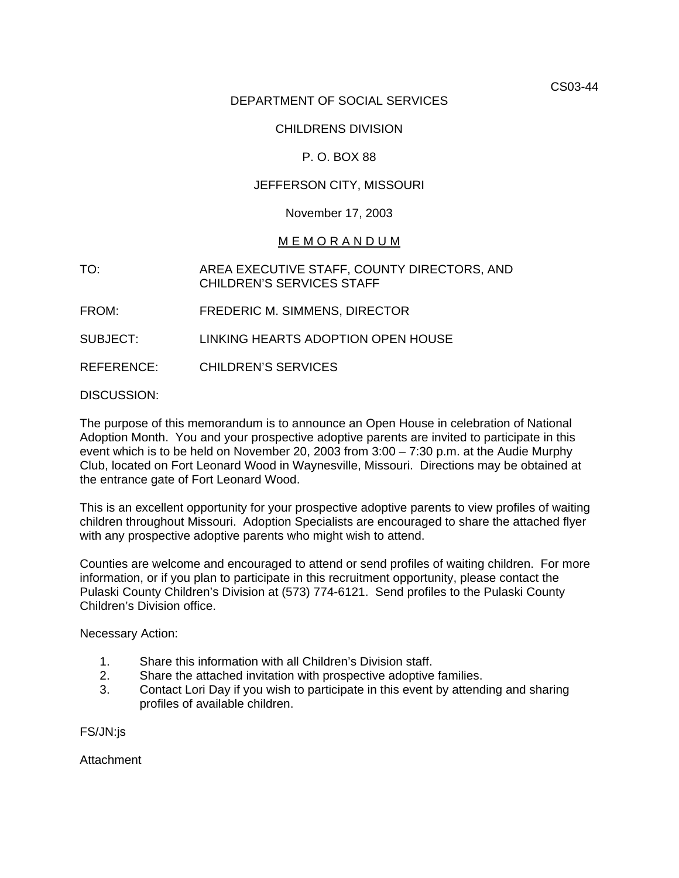CS03-44

DEPARTMENT OF SOCIAL SERVICES

CHILDRENS DIVISION

P. O. BOX 88

JEFFERSON CITY, MISSOURI

November 17, 2003

M E M O R A N D U M

TO: AREA EXECUTIVE STAFF, COUNTY DIRECTORS, AND CHILDREN'S SERVICES STAFF

FROM: FREDERIC M. SIMMENS, DIRECTOR

SUBJECT: LINKING HEARTS ADOPTION OPEN HOUSE

REFERENCE: CHILDREN'S SERVICES

DISCUSSION:

The purpose of this memorandum is to announce an Open House in celebration of National Adoption Month. You and your prospective adoptive parents are invited to participate in this event which is to be held on November 20, 2003 from 3:00 – 7:30 p.m. at the Audie Murphy Club, located on Fort Leonard Wood in Waynesville, Missouri. Directions may be obtained at the entrance gate of Fort Leonard Wood.

This is an excellent opportunity for your prospective adoptive parents to view profiles of waiting children throughout Missouri. Adoption Specialists are encouraged to share the attached flyer with any prospective adoptive parents who might wish to attend.

Counties are welcome and encouraged to attend or send profiles of waiting children. For more information, or if you plan to participate in this recruitment opportunity, please contact the Pulaski County Children's Division at (573) 774-6121. Send profiles to the Pulaski County Children's Division office.

Necessary Action:

1. Share this information with all Children's Division staff.
2. Share the attached invitation with prospective adoptive families.
3. Contact Lori Day if you wish to participate in this event by attending and sharing profiles of available children.

FS/JN:js

Attachment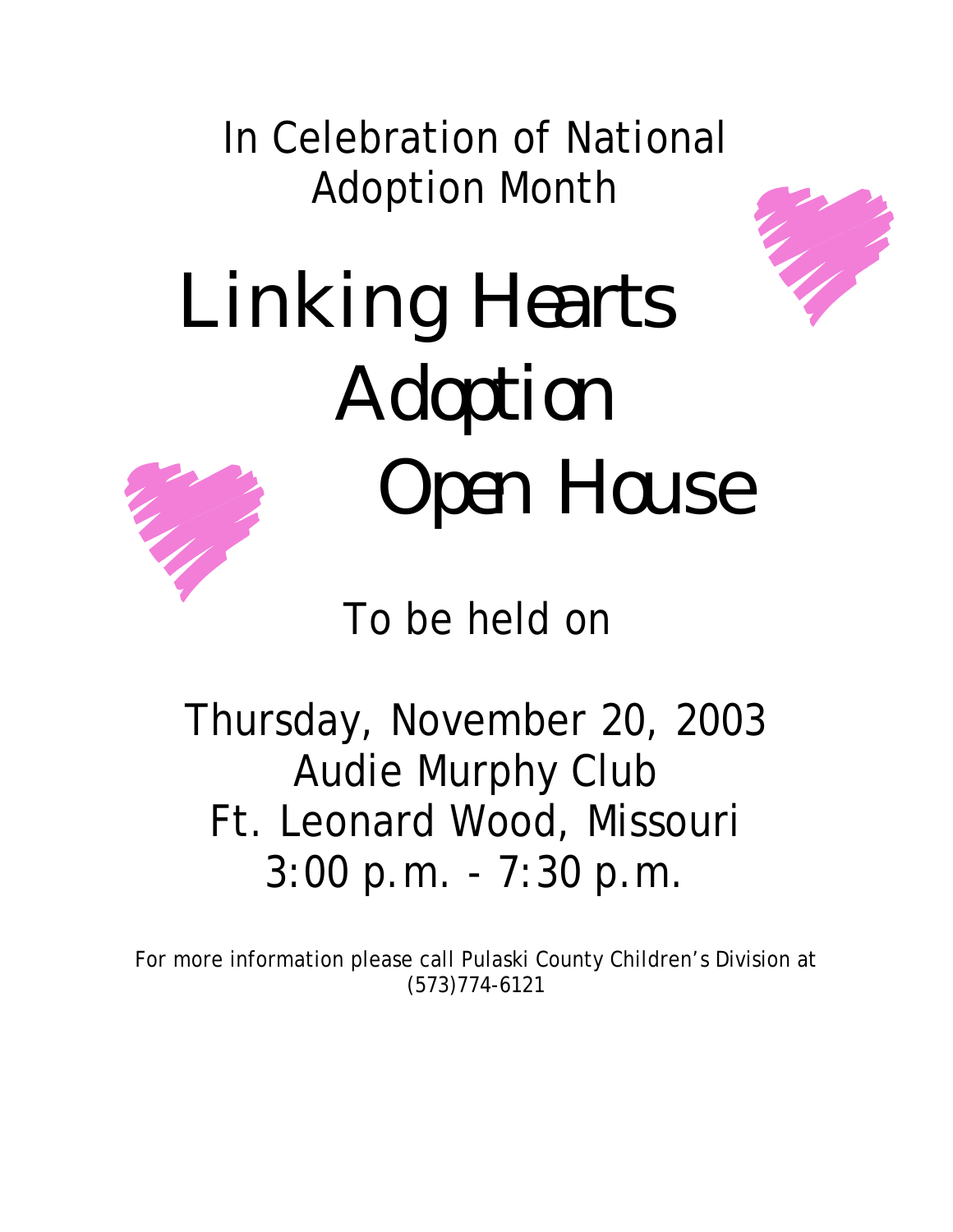In Celebration of National Adoption Month

# Linking Hearts Adoption Open House

To be held on

Thursday, November 20, 2003
Audie Murphy Club
Ft. Leonard Wood, Missouri
3:00 p.m. - 7:30 p.m.

For more information please call Pulaski County Children's Division at (573)774-6121